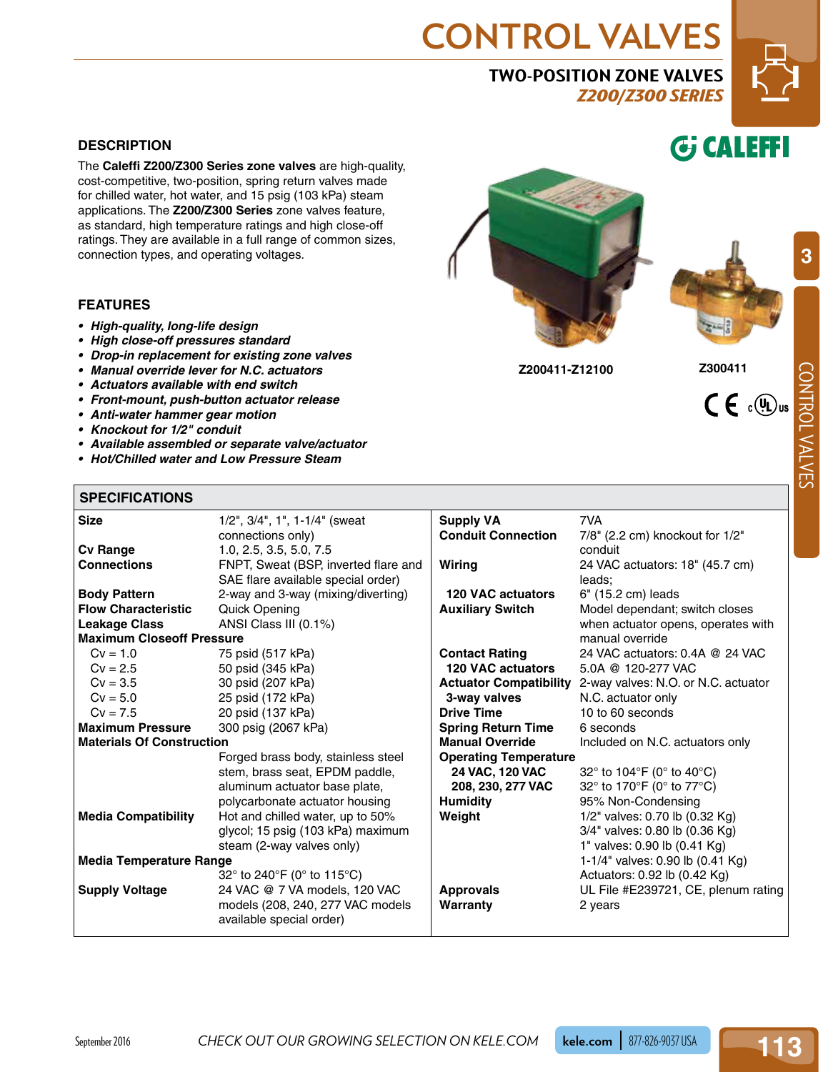# CONTROL VALVES

## TWO-POSITION ZONE VALVES

### *Z200/Z300 SERIES*

CALEFFI

## DESCRIPTION

The **Caleffi Z200/Z300 Series zone valves** are high-quality, cost-competitive, two-position, spring return valves made for chilled water, hot water, and 15 psig (103 kPa) steam applications. The **Z200/Z300 Series** zone valves feature, as standard, high temperature ratings and high close-off ratings. They are available in a full range of common sizes, connection types, and operating voltages.

Z200411-Z12100

Z300411

## FEATURES

- ***High-quality, long-life design***
- ***High close-off pressures standard***
- ***Drop-in replacement for existing zone valves***
- ***Manual override lever for N.C. actuators***
- ***Actuators available with end switch***
- ***Front-mount, push-button actuator release***
- ***Anti-water hammer gear motion***
- ***Knockout for 1/2" conduit***
- ***Available assembled or separate valve/actuator***
- ***Hot/Chilled water and Low Pressure Steam***

## SPECIFICATIONS

| | |
|---|---|
| **Size** | 1/2", 3/4", 1", 1-1/4" (sweat connections only) |
| **Cv Range** | 1.0, 2.5, 3.5, 5.0, 7.5 |
| **Connections** | FNPT, Sweat (BSP, inverted flare and SAE flare available special order) |
| **Body Pattern** | 2-way and 3-way (mixing/diverting) |
| **Flow Characteristic** | Quick Opening |
| **Leakage Class** | ANSI Class III (0.1%) |
| **Maximum Closeoff Pressure** | |
| Cv = 1.0 | 75 psid (517 kPa) |
| Cv = 2.5 | 50 psid (345 kPa) |
| Cv = 3.5 | 30 psid (207 kPa) |
| Cv = 5.0 | 25 psid (172 kPa) |
| Cv = 7.5 | 20 psid (137 kPa) |
| **Maximum Pressure** | 300 psig (2067 kPa) |
| **Materials Of Construction** | Forged brass body, stainless steel stem, brass seat, EPDM paddle, aluminum actuator base plate, polycarbonate actuator housing |
| **Media Compatibility** | Hot and chilled water, up to 50% glycol; 15 psig (103 kPa) maximum steam (2-way valves only) |
| **Media Temperature Range** | 32° to 240°F (0° to 115°C) |
| **Supply Voltage** | 24 VAC @ 7 VA models, 120 VAC models (208, 240, 277 VAC models available special order) |
| **Supply VA** | 7VA |
| **Conduit Connection** | 7/8" (2.2 cm) knockout for 1/2" conduit |
| **Wiring** | 24 VAC actuators: 18" (45.7 cm) leads; |
| **120 VAC actuators** | 6" (15.2 cm) leads |
| **Auxiliary Switch** | Model dependant; switch closes when actuator opens, operates with manual override |
| **Contact Rating** | 24 VAC actuators: 0.4A @ 24 VAC |
| **120 VAC actuators** | 5.0A @ 120-277 VAC |
| **Actuator Compatibility** | 2-way valves: N.O. or N.C. actuator |
| **3-way valves** | N.C. actuator only |
| **Drive Time** | 10 to 60 seconds |
| **Spring Return Time** | 6 seconds |
| **Manual Override** | Included on N.C. actuators only |
| **Operating Temperature** | |
| **24 VAC, 120 VAC** | 32° to 104°F (0° to 40°C) |
| **208, 230, 277 VAC** | 32° to 170°F (0° to 77°C) |
| **Humidity** | 95% Non-Condensing |
| **Weight** | 1/2" valves: 0.70 lb (0.32 Kg)<br>3/4" valves: 0.80 lb (0.36 Kg)<br>1" valves: 0.90 lb (0.41 Kg)<br>1-1/4" valves: 0.90 lb (0.41 Kg)<br>Actuators: 0.92 lb (0.42 Kg) |
| **Approvals** | UL File #E239721, CE, plenum rating |
| **Warranty** | 2 years |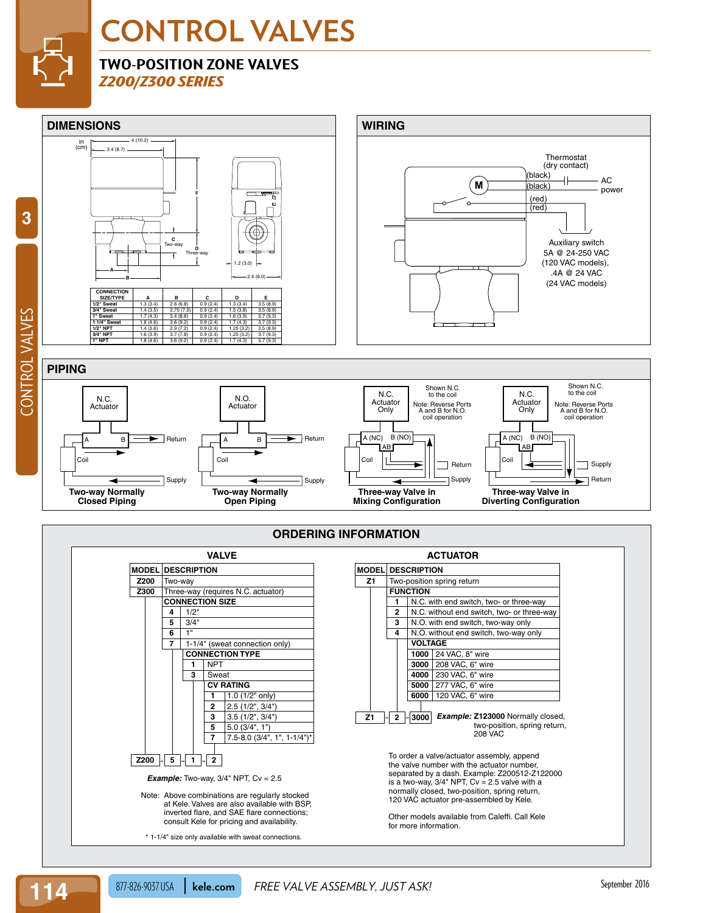# CONTROL VALVES

## TWO-POSITION ZONE VALVES

### *Z200/Z300 SERIES*

## DIMENSIONS

in (cm)

4 (10.2)

3.4 (8.7)

E

C Two-way

D Three-way

A

B

1.2 (3.0)

2.4 (6.0)

| CONNECTION SIZE/TYPE | A | B | C | D | E |
|---|---|---|---|---|---|
| 1/2" Sweat | 1.3 (3.4) | 2.6 (6.8) | 0.9 (2.4) | 1.3 (3.4) | 3.5 (8.9) |
| 3/4" Sweat | 1.4 (3.5) | 2.75 (7.0) | 0.9 (2.4) | 1.5 (3.8) | 3.5 (8.9) |
| 1" Sweat | 1.7 (4.3) | 3.4 (8.6) | 0.9 (2.4) | 1.6 (3.9) | 3.7 (9.3) |
| 1 1/4" Sweat | 1.8 (4.6) | 3.6 (9.2) | 0.9 (2.4) | 1.7 (4.3) | 3.7 (9.3) |
| 1/2" NPT | 1.4 (3.6) | 2.9 (7.2) | 0.9 (2.4) | 1.25 (3.2) | 3.5 (8.9) |
| 3/4" NPT | 1.6 (3.9) | 3.7 (7.8) | 0.9 (2.4) | 1.25 (3.2) | 3.7 (9.3) |
| 1" NPT | 1.8 (4.6) | 3.6 (9.2) | 0.9 (2.4) | 1.7 (4.3) | 3.7 (9.3) |

## WIRING

Thermostat (dry contact)

(black)

(black)

M

AC power

(red)

(red)

Auxiliary switch
5A @ 24-250 VAC (120 VAC models),
.4A @ 24 VAC (24 VAC models)

## PIPING

N.C. Actuator

A B Return

Coil

Supply

**Two-way Normally Closed Piping**

N.O. Actuator

A B Return

Coil

Supply

**Two-way Normally Open Piping**

N.C. Actuator Only

Shown N.C. to the coil

Note: Reverse Ports A and B for N.O. coil operation

A (NC) B (NO) AB

Coil

Return

Supply

**Three-way Valve in Mixing Configuration**

N.C. Actuator Only

Shown N.C. to the coil

Note: Reverse Ports A and B for N.O. coil operation

A (NC) B (NO) AB

Coil

Supply

Return

**Three-way Valve in Diverting Configuration**

## ORDERING INFORMATION

### VALVE

| MODEL | DESCRIPTION |
|---|---|
| Z200 | Two-way |
| Z300 | Three-way (requires N.C. actuator) |

**CONNECTION SIZE**

| | |
|---|---|
| 4 | 1/2" |
| 5 | 3/4" |
| 6 | 1" |
| 7 | 1-1/4" (sweat connection only) |

**CONNECTION TYPE**

| | |
|---|---|
| 1 | NPT |
| 3 | Sweat |

**CV RATING**

| | |
|---|---|
| 1 | 1.0 (1/2" only) |
| 2 | 2.5 (1/2", 3/4") |
| 3 | 3.5 (1/2", 3/4") |
| 5 | 5.0 (3/4", 1") |
| 7 | 7.5-8.0 (3/4", 1", 1-1/4")* |

Z200 - 5 - 1 - 2

***Example:*** Two-way, 3/4" NPT, Cv = 2.5

Note: Above combinations are regularly stocked at Kele. Valves are also available with BSP, inverted flare, and SAE flare connections; consult Kele for pricing and availability.

\* 1-1/4" size only available with sweat connections.

### ACTUATOR

| MODEL | DESCRIPTION |
|---|---|
| Z1 | Two-position spring return |

**FUNCTION**

| | |
|---|---|
| 1 | N.C. with end switch, two- or three-way |
| 2 | N.C. without end switch, two- or three-way |
| 3 | N.O. with end switch, two-way only |
| 4 | N.O. without end switch, two-way only |

**VOLTAGE**

| | |
|---|---|
| 1000 | 24 VAC, 8" wire |
| 3000 | 208 VAC, 6" wire |
| 4000 | 230 VAC, 6" wire |
| 5000 | 277 VAC, 6" wire |
| 6000 | 120 VAC, 6" wire |

Z1 - 2 - 3000 ***Example:*** **Z123000** Normally closed, two-position, spring return, 208 VAC

To order a valve/actuator assembly, append the valve number with the actuator number, separated by a dash. Example: Z200512-Z122000 is a two-way, 3/4" NPT, Cv = 2.5 valve with a normally closed, two-position, spring return, 120 VAC actuator pre-assembled by Kele.

Other models available from Caleffi. Call Kele for more information.